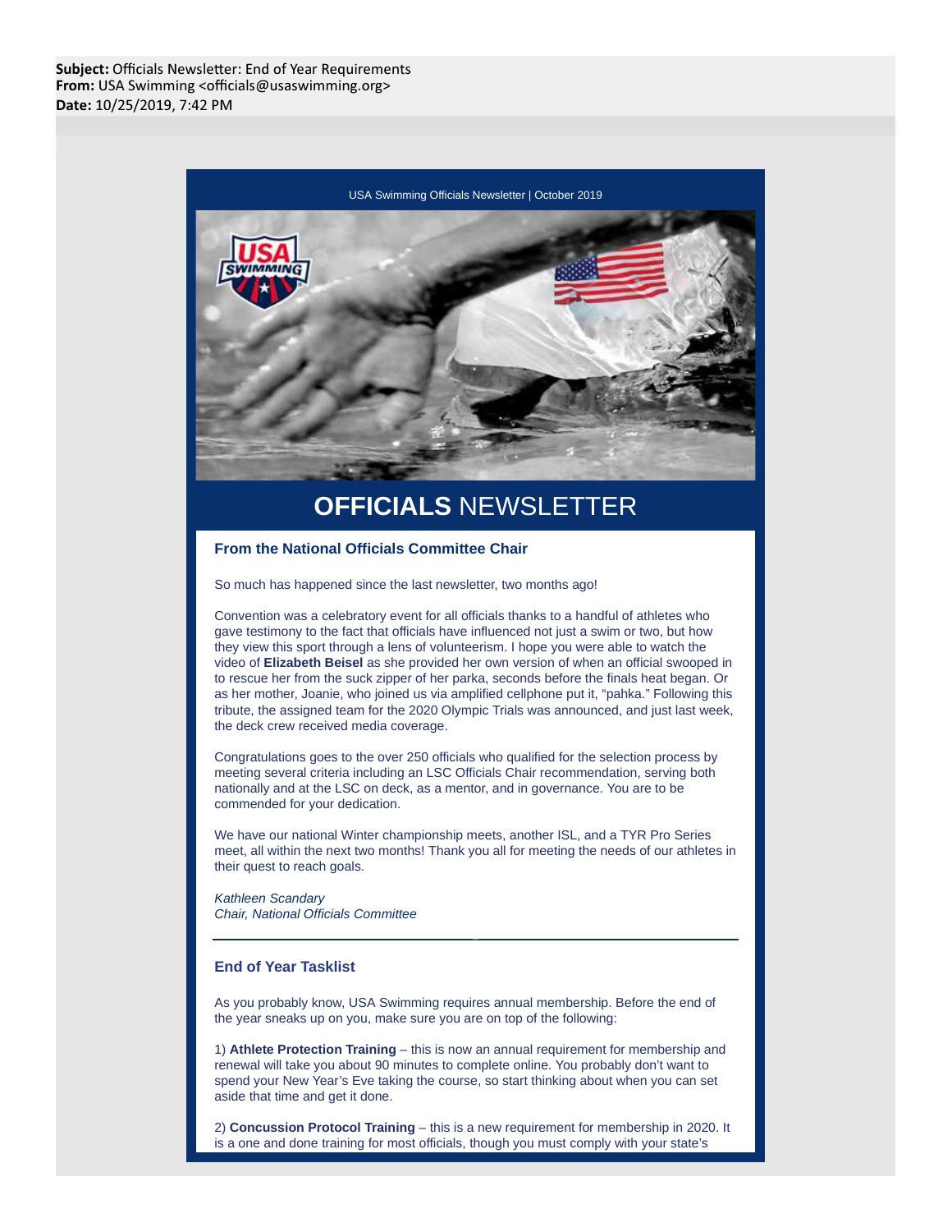**Subject:** Officials Newsletter: End of Year Requirements
**From:** USA Swimming <officials@usaswimming.org>
**Date:** 10/25/2019, 7:42 PM

USA Swimming Officials Newsletter | October 2019

# OFFICIALS NEWSLETTER

### From the National Officials Committee Chair

So much has happened since the last newsletter, two months ago!

Convention was a celebratory event for all officials thanks to a handful of athletes who gave testimony to the fact that officials have influenced not just a swim or two, but how they view this sport through a lens of volunteerism. I hope you were able to watch the video of **Elizabeth Beisel** as she provided her own version of when an official swooped in to rescue her from the suck zipper of her parka, seconds before the finals heat began. Or as her mother, Joanie, who joined us via amplified cellphone put it, "pahka." Following this tribute, the assigned team for the 2020 Olympic Trials was announced, and just last week, the deck crew received media coverage.

Congratulations goes to the over 250 officials who qualified for the selection process by meeting several criteria including an LSC Officials Chair recommendation, serving both nationally and at the LSC on deck, as a mentor, and in governance. You are to be commended for your dedication.

We have our national Winter championship meets, another ISL, and a TYR Pro Series meet, all within the next two months! Thank you all for meeting the needs of our athletes in their quest to reach goals.

*Kathleen Scandary*
*Chair, National Officials Committee*

---

### End of Year Tasklist

As you probably know, USA Swimming requires annual membership. Before the end of the year sneaks up on you, make sure you are on top of the following:

1) **Athlete Protection Training** – this is now an annual requirement for membership and renewal will take you about 90 minutes to complete online. You probably don't want to spend your New Year's Eve taking the course, so start thinking about when you can set aside that time and get it done.

2) **Concussion Protocol Training** – this is a new requirement for membership in 2020. It is a one and done training for most officials, though you must comply with your state's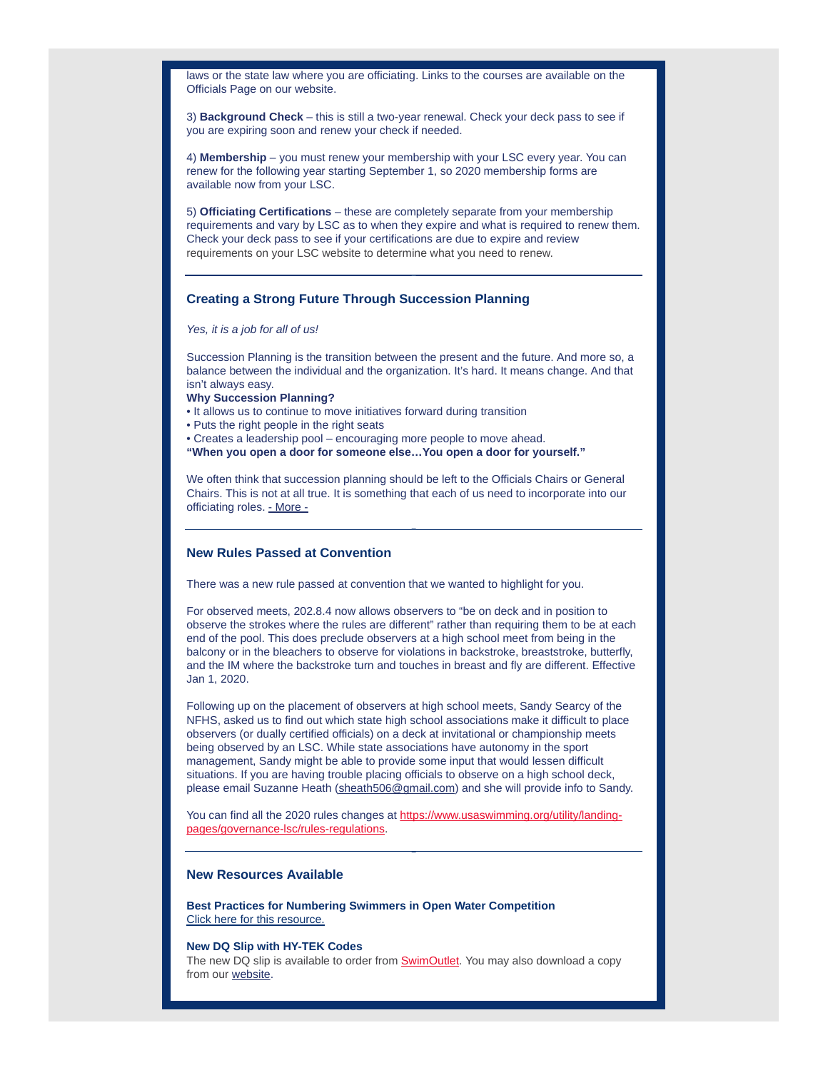laws or the state law where you are officiating. Links to the courses are available on the Officials Page on our website.

3) **Background Check** – this is still a two-year renewal. Check your deck pass to see if you are expiring soon and renew your check if needed.

4) **Membership** – you must renew your membership with your LSC every year. You can renew for the following year starting September 1, so 2020 membership forms are available now from your LSC.

5) **Officiating Certifications** – these are completely separate from your membership requirements and vary by LSC as to when they expire and what is required to renew them. Check your deck pass to see if your certifications are due to expire and review requirements on your LSC website to determine what you need to renew.

---

### Creating a Strong Future Through Succession Planning

*Yes, it is a job for all of us!*

Succession Planning is the transition between the present and the future. And more so, a balance between the individual and the organization. It's hard. It means change. And that isn't always easy.

**Why Succession Planning?**

• It allows us to continue to move initiatives forward during transition
• Puts the right people in the right seats
• Creates a leadership pool – encouraging more people to move ahead.

**"When you open a door for someone else…You open a door for yourself."**

We often think that succession planning should be left to the Officials Chairs or General Chairs. This is not at all true. It is something that each of us need to incorporate into our officiating roles. - More -

---

### New Rules Passed at Convention

There was a new rule passed at convention that we wanted to highlight for you.

For observed meets, 202.8.4 now allows observers to "be on deck and in position to observe the strokes where the rules are different" rather than requiring them to be at each end of the pool. This does preclude observers at a high school meet from being in the balcony or in the bleachers to observe for violations in backstroke, breaststroke, butterfly, and the IM where the backstroke turn and touches in breast and fly are different. Effective Jan 1, 2020.

Following up on the placement of observers at high school meets, Sandy Searcy of the NFHS, asked us to find out which state high school associations make it difficult to place observers (or dually certified officials) on a deck at invitational or championship meets being observed by an LSC. While state associations have autonomy in the sport management, Sandy might be able to provide some input that would lessen difficult situations. If you are having trouble placing officials to observe on a high school deck, please email Suzanne Heath (sheath506@gmail.com) and she will provide info to Sandy.

You can find all the 2020 rules changes at https://www.usaswimming.org/utility/landing-pages/governance-lsc/rules-regulations.

---

### New Resources Available

**Best Practices for Numbering Swimmers in Open Water Competition**
Click here for this resource.

**New DQ Slip with HY-TEK Codes**
The new DQ slip is available to order from SwimOutlet. You may also download a copy from our website.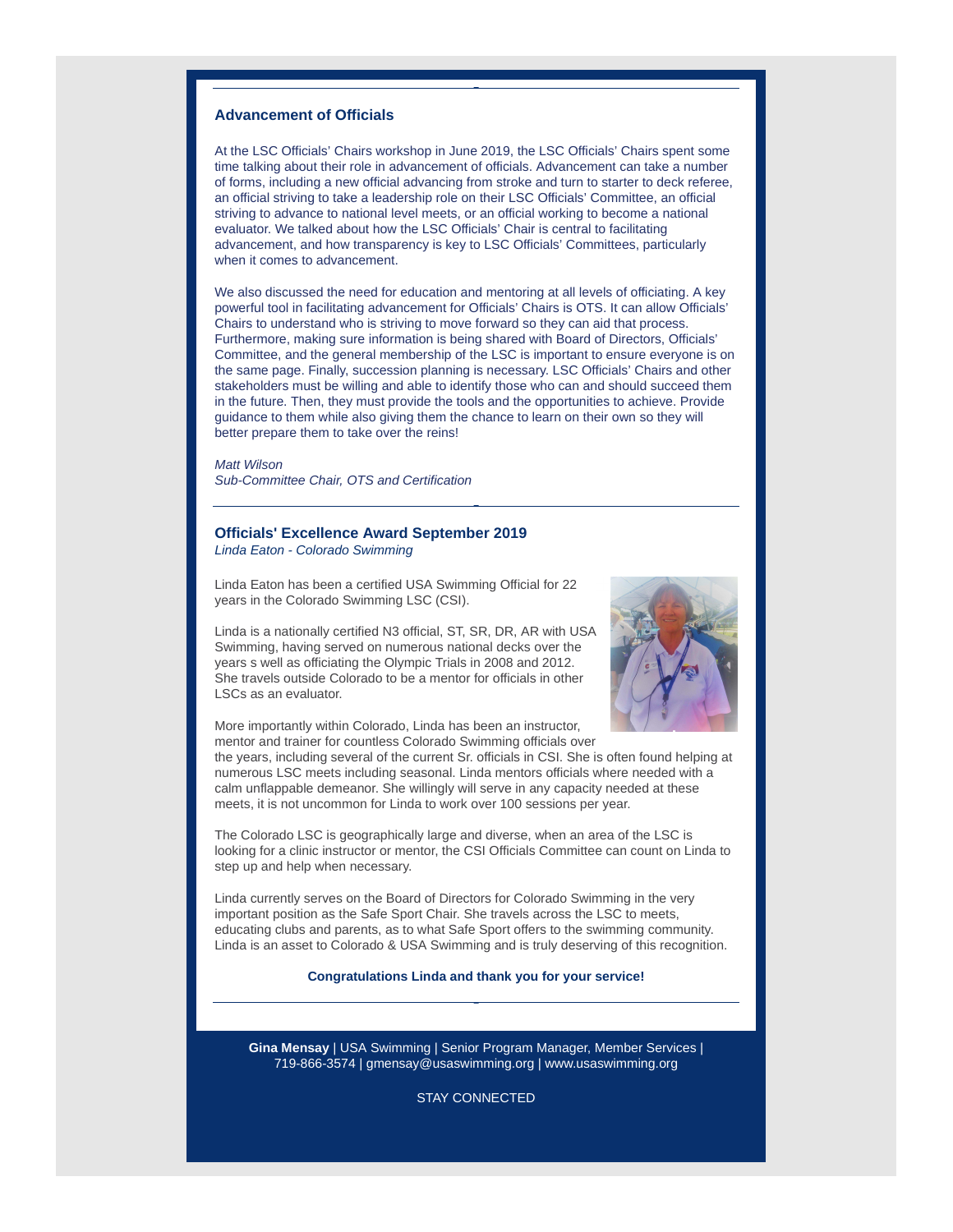## Advancement of Officials

At the LSC Officials' Chairs workshop in June 2019, the LSC Officials' Chairs spent some time talking about their role in advancement of officials. Advancement can take a number of forms, including a new official advancing from stroke and turn to starter to deck referee, an official striving to take a leadership role on their LSC Officials' Committee, an official striving to advance to national level meets, or an official working to become a national evaluator. We talked about how the LSC Officials' Chair is central to facilitating advancement, and how transparency is key to LSC Officials' Committees, particularly when it comes to advancement.

We also discussed the need for education and mentoring at all levels of officiating. A key powerful tool in facilitating advancement for Officials' Chairs is OTS. It can allow Officials' Chairs to understand who is striving to move forward so they can aid that process. Furthermore, making sure information is being shared with Board of Directors, Officials' Committee, and the general membership of the LSC is important to ensure everyone is on the same page. Finally, succession planning is necessary. LSC Officials' Chairs and other stakeholders must be willing and able to identify those who can and should succeed them in the future. Then, they must provide the tools and the opportunities to achieve. Provide guidance to them while also giving them the chance to learn on their own so they will better prepare them to take over the reins!

*Matt Wilson*
*Sub-Committee Chair, OTS and Certification*

---

## Officials' Excellence Award September 2019

*Linda Eaton - Colorado Swimming*

Linda Eaton has been a certified USA Swimming Official for 22 years in the Colorado Swimming LSC (CSI).

Linda is a nationally certified N3 official, ST, SR, DR, AR with USA Swimming, having served on numerous national decks over the years s well as officiating the Olympic Trials in 2008 and 2012. She travels outside Colorado to be a mentor for officials in other LSCs as an evaluator.

More importantly within Colorado, Linda has been an instructor, mentor and trainer for countless Colorado Swimming officials over the years, including several of the current Sr. officials in CSI. She is often found helping at numerous LSC meets including seasonal. Linda mentors officials where needed with a calm unflappable demeanor. She willingly will serve in any capacity needed at these meets, it is not uncommon for Linda to work over 100 sessions per year.

The Colorado LSC is geographically large and diverse, when an area of the LSC is looking for a clinic instructor or mentor, the CSI Officials Committee can count on Linda to step up and help when necessary.

Linda currently serves on the Board of Directors for Colorado Swimming in the very important position as the Safe Sport Chair. She travels across the LSC to meets, educating clubs and parents, as to what Safe Sport offers to the swimming community. Linda is an asset to Colorado & USA Swimming and is truly deserving of this recognition.

**Congratulations Linda and thank you for your service!**

---

**Gina Mensay** | USA Swimming | Senior Program Manager, Member Services | 719-866-3574 | gmensay@usaswimming.org | www.usaswimming.org

STAY CONNECTED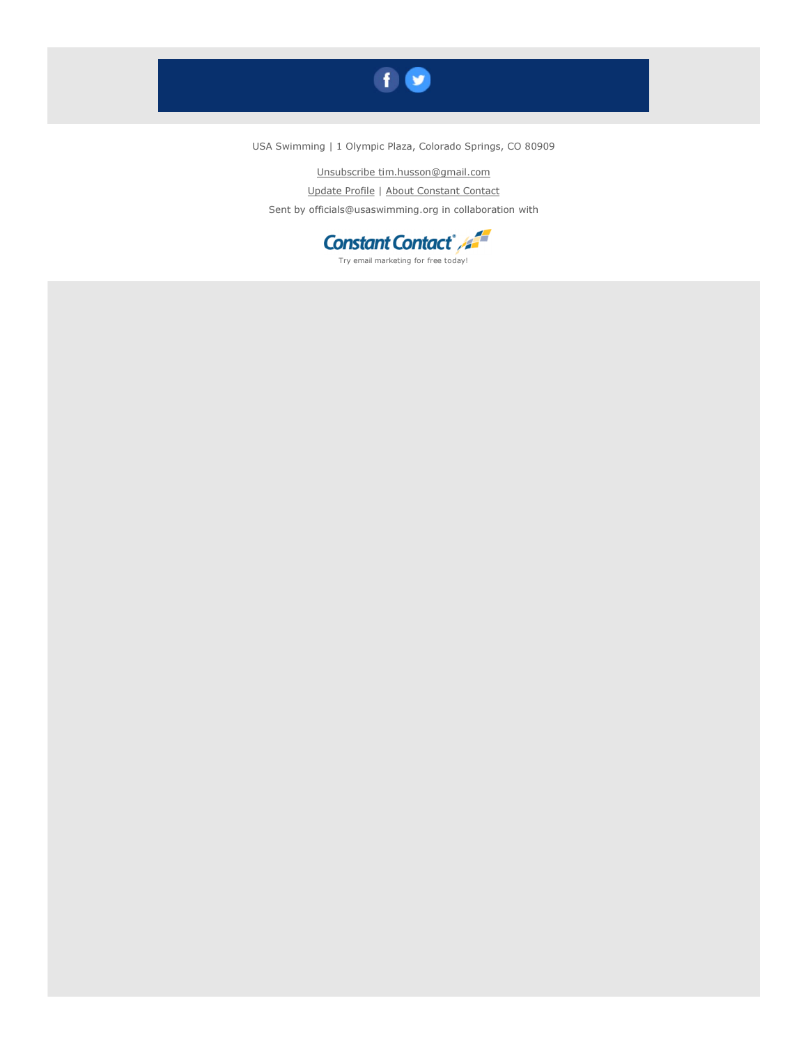USA Swimming | 1 Olympic Plaza, Colorado Springs, CO 80909

Unsubscribe tim.husson@gmail.com

Update Profile | About Constant Contact

Sent by officials@usaswimming.org in collaboration with

Constant Contact

Try email marketing for free today!